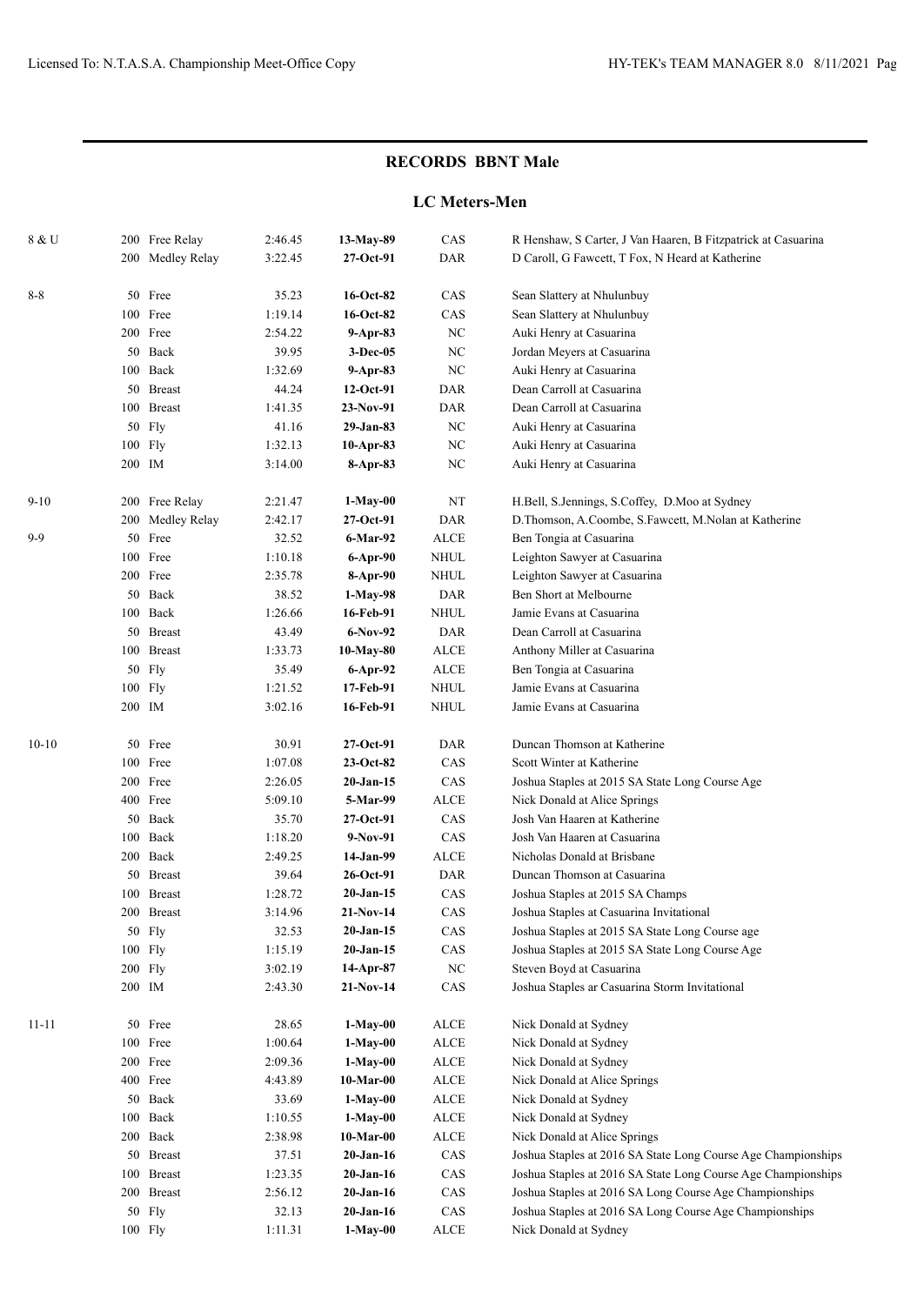## RECORDS BBNT Male

### LC Meters-Men

| Age | Event | Time | Date | Team | Details |
|---|---|---|---|---|---|
| 8 & U | 200 Free Relay | 2:46.45 | **13-May-89** | CAS | R Henshaw, S Carter, J Van Haaren, B Fitzpatrick at Casuarina |
| | 200 Medley Relay | 3:22.45 | **27-Oct-91** | DAR | D Caroll, G Fawcett, T Fox, N Heard at Katherine |
| 8-8 | 50 Free | 35.23 | **16-Oct-82** | CAS | Sean Slattery at Nhulunbuy |
| | 100 Free | 1:19.14 | **16-Oct-82** | CAS | Sean Slattery at Nhulunbuy |
| | 200 Free | 2:54.22 | **9-Apr-83** | NC | Auki Henry at Casuarina |
| | 50 Back | 39.95 | **3-Dec-05** | NC | Jordan Meyers at Casuarina |
| | 100 Back | 1:32.69 | **9-Apr-83** | NC | Auki Henry at Casuarina |
| | 50 Breast | 44.24 | **12-Oct-91** | DAR | Dean Carroll at Casuarina |
| | 100 Breast | 1:41.35 | **23-Nov-91** | DAR | Dean Carroll at Casuarina |
| | 50 Fly | 41.16 | **29-Jan-83** | NC | Auki Henry at Casuarina |
| | 100 Fly | 1:32.13 | **10-Apr-83** | NC | Auki Henry at Casuarina |
| | 200 IM | 3:14.00 | **8-Apr-83** | NC | Auki Henry at Casuarina |
| 9-10 | 200 Free Relay | 2:21.47 | **1-May-00** | NT | H.Bell, S.Jennings, S.Coffey, D.Moo at Sydney |
| | 200 Medley Relay | 2:42.17 | **27-Oct-91** | DAR | D.Thomson, A.Coombe, S.Fawcett, M.Nolan at Katherine |
| 9-9 | 50 Free | 32.52 | **6-Mar-92** | ALCE | Ben Tongia at Casuarina |
| | 100 Free | 1:10.18 | **6-Apr-90** | NHUL | Leighton Sawyer at Casuarina |
| | 200 Free | 2:35.78 | **8-Apr-90** | NHUL | Leighton Sawyer at Casuarina |
| | 50 Back | 38.52 | **1-May-98** | DAR | Ben Short at Melbourne |
| | 100 Back | 1:26.66 | **16-Feb-91** | NHUL | Jamie Evans at Casuarina |
| | 50 Breast | 43.49 | **6-Nov-92** | DAR | Dean Carroll at Casuarina |
| | 100 Breast | 1:33.73 | **10-May-80** | ALCE | Anthony Miller at Casuarina |
| | 50 Fly | 35.49 | **6-Apr-92** | ALCE | Ben Tongia at Casuarina |
| | 100 Fly | 1:21.52 | **17-Feb-91** | NHUL | Jamie Evans at Casuarina |
| | 200 IM | 3:02.16 | **16-Feb-91** | NHUL | Jamie Evans at Casuarina |
| 10-10 | 50 Free | 30.91 | **27-Oct-91** | DAR | Duncan Thomson at Katherine |
| | 100 Free | 1:07.08 | **23-Oct-82** | CAS | Scott Winter at Katherine |
| | 200 Free | 2:26.05 | **20-Jan-15** | CAS | Joshua Staples at 2015 SA State Long Course Age |
| | 400 Free | 5:09.10 | **5-Mar-99** | ALCE | Nick Donald at Alice Springs |
| | 50 Back | 35.70 | **27-Oct-91** | CAS | Josh Van Haaren at Katherine |
| | 100 Back | 1:18.20 | **9-Nov-91** | CAS | Josh Van Haaren at Casuarina |
| | 200 Back | 2:49.25 | **14-Jan-99** | ALCE | Nicholas Donald at Brisbane |
| | 50 Breast | 39.64 | **26-Oct-91** | DAR | Duncan Thomson at Casuarina |
| | 100 Breast | 1:28.72 | **20-Jan-15** | CAS | Joshua Staples at 2015 SA Champs |
| | 200 Breast | 3:14.96 | **21-Nov-14** | CAS | Joshua Staples at Casuarina Invitational |
| | 50 Fly | 32.53 | **20-Jan-15** | CAS | Joshua Staples at 2015 SA State Long Course age |
| | 100 Fly | 1:15.19 | **20-Jan-15** | CAS | Joshua Staples at 2015 SA State Long Course Age |
| | 200 Fly | 3:02.19 | **14-Apr-87** | NC | Steven Boyd at Casuarina |
| | 200 IM | 2:43.30 | **21-Nov-14** | CAS | Joshua Staples ar Casuarina Storm Invitational |
| 11-11 | 50 Free | 28.65 | **1-May-00** | ALCE | Nick Donald at Sydney |
| | 100 Free | 1:00.64 | **1-May-00** | ALCE | Nick Donald at Sydney |
| | 200 Free | 2:09.36 | **1-May-00** | ALCE | Nick Donald at Sydney |
| | 400 Free | 4:43.89 | **10-Mar-00** | ALCE | Nick Donald at Alice Springs |
| | 50 Back | 33.69 | **1-May-00** | ALCE | Nick Donald at Sydney |
| | 100 Back | 1:10.55 | **1-May-00** | ALCE | Nick Donald at Sydney |
| | 200 Back | 2:38.98 | **10-Mar-00** | ALCE | Nick Donald at Alice Springs |
| | 50 Breast | 37.51 | **20-Jan-16** | CAS | Joshua Staples at 2016 SA State Long Course Age Championships |
| | 100 Breast | 1:23.35 | **20-Jan-16** | CAS | Joshua Staples at 2016 SA State Long Course Age Championships |
| | 200 Breast | 2:56.12 | **20-Jan-16** | CAS | Joshua Staples at 2016 SA Long Course Age Championships |
| | 50 Fly | 32.13 | **20-Jan-16** | CAS | Joshua Staples at 2016 SA Long Course Age Championships |
| | 100 Fly | 1:11.31 | **1-May-00** | ALCE | Nick Donald at Sydney |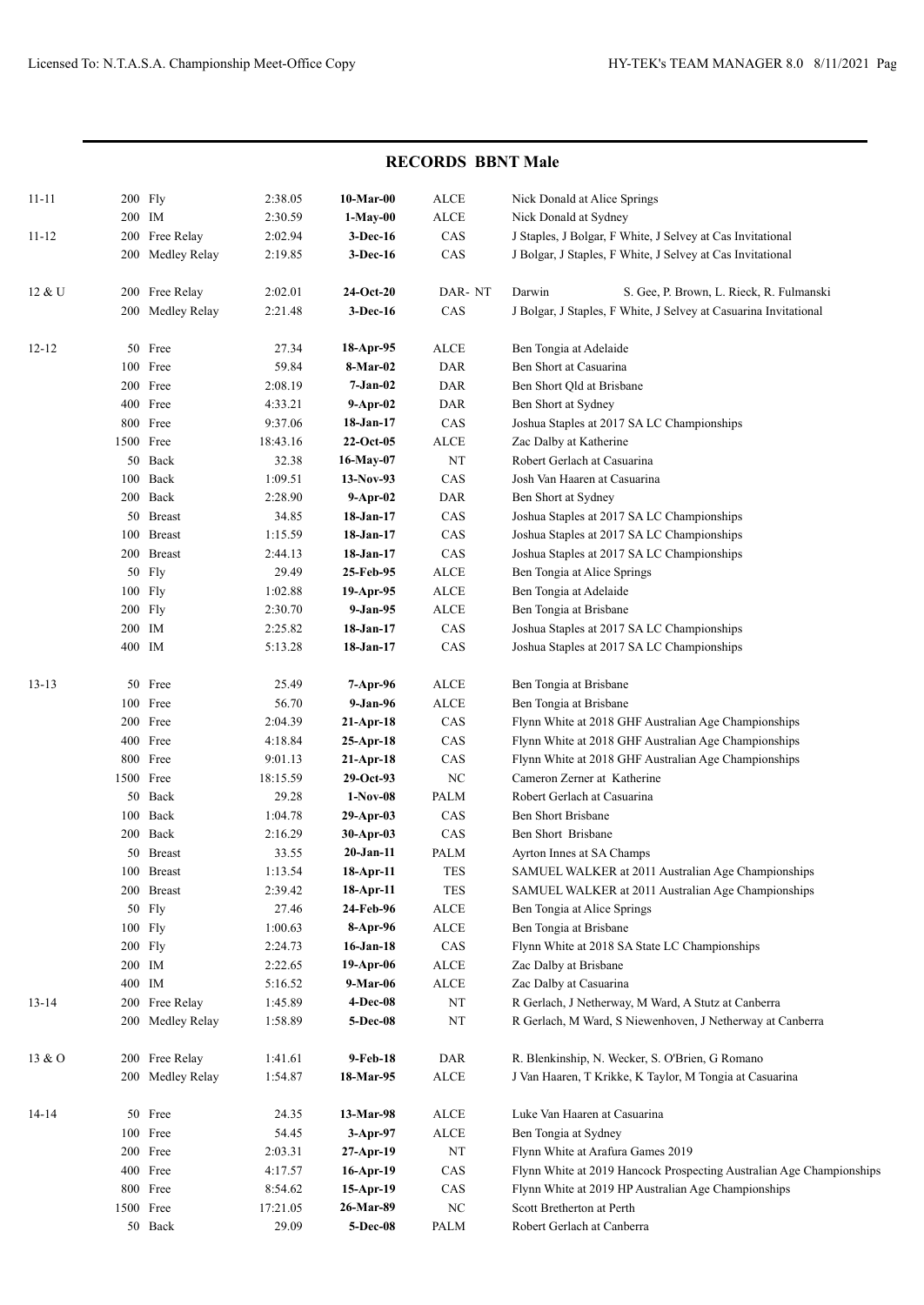## RECORDS BBNT Male

| Age | Dist | Event | Time | Date | Club | Details |
|---|---|---|---|---|---|---|
| 11-11 | 200 | Fly | 2:38.05 | **10-Mar-00** | ALCE | Nick Donald at Alice Springs |
| | 200 | IM | 2:30.59 | **1-May-00** | ALCE | Nick Donald at Sydney |
| 11-12 | 200 | Free Relay | 2:02.94 | **3-Dec-16** | CAS | J Staples, J Bolgar, F White, J Selvey at Cas Invitational |
| | 200 | Medley Relay | 2:19.85 | **3-Dec-16** | CAS | J Bolgar, J Staples, F White, J Selvey at Cas Invitational |
| 12 & U | 200 | Free Relay | 2:02.01 | **24-Oct-20** | DAR- NT | Darwin S. Gee, P. Brown, L. Rieck, R. Fulmanski |
| | 200 | Medley Relay | 2:21.48 | **3-Dec-16** | CAS | J Bolgar, J Staples, F White, J Selvey at Casuarina Invitational |
| 12-12 | 50 | Free | 27.34 | **18-Apr-95** | ALCE | Ben Tongia at Adelaide |
| | 100 | Free | 59.84 | **8-Mar-02** | DAR | Ben Short at Casuarina |
| | 200 | Free | 2:08.19 | **7-Jan-02** | DAR | Ben Short Qld at Brisbane |
| | 400 | Free | 4:33.21 | **9-Apr-02** | DAR | Ben Short at Sydney |
| | 800 | Free | 9:37.06 | **18-Jan-17** | CAS | Joshua Staples at 2017 SA LC Championships |
| | 1500 | Free | 18:43.16 | **22-Oct-05** | ALCE | Zac Dalby at Katherine |
| | 50 | Back | 32.38 | **16-May-07** | NT | Robert Gerlach at Casuarina |
| | 100 | Back | 1:09.51 | **13-Nov-93** | CAS | Josh Van Haaren at Casuarina |
| | 200 | Back | 2:28.90 | **9-Apr-02** | DAR | Ben Short at Sydney |
| | 50 | Breast | 34.85 | **18-Jan-17** | CAS | Joshua Staples at 2017 SA LC Championships |
| | 100 | Breast | 1:15.59 | **18-Jan-17** | CAS | Joshua Staples at 2017 SA LC Championships |
| | 200 | Breast | 2:44.13 | **18-Jan-17** | CAS | Joshua Staples at 2017 SA LC Championships |
| | 50 | Fly | 29.49 | **25-Feb-95** | ALCE | Ben Tongia at Alice Springs |
| | 100 | Fly | 1:02.88 | **19-Apr-95** | ALCE | Ben Tongia at Adelaide |
| | 200 | Fly | 2:30.70 | **9-Jan-95** | ALCE | Ben Tongia at Brisbane |
| | 200 | IM | 2:25.82 | **18-Jan-17** | CAS | Joshua Staples at 2017 SA LC Championships |
| | 400 | IM | 5:13.28 | **18-Jan-17** | CAS | Joshua Staples at 2017 SA LC Championships |
| 13-13 | 50 | Free | 25.49 | **7-Apr-96** | ALCE | Ben Tongia at Brisbane |
| | 100 | Free | 56.70 | **9-Jan-96** | ALCE | Ben Tongia at Brisbane |
| | 200 | Free | 2:04.39 | **21-Apr-18** | CAS | Flynn White at 2018 GHF Australian Age Championships |
| | 400 | Free | 4:18.84 | **25-Apr-18** | CAS | Flynn White at 2018 GHF Australian Age Championships |
| | 800 | Free | 9:01.13 | **21-Apr-18** | CAS | Flynn White at 2018 GHF Australian Age Championships |
| | 1500 | Free | 18:15.59 | **29-Oct-93** | NC | Cameron Zerner at Katherine |
| | 50 | Back | 29.28 | **1-Nov-08** | PALM | Robert Gerlach at Casuarina |
| | 100 | Back | 1:04.78 | **29-Apr-03** | CAS | Ben Short Brisbane |
| | 200 | Back | 2:16.29 | **30-Apr-03** | CAS | Ben Short Brisbane |
| | 50 | Breast | 33.55 | **20-Jan-11** | PALM | Ayrton Innes at SA Champs |
| | 100 | Breast | 1:13.54 | **18-Apr-11** | TES | SAMUEL WALKER at 2011 Australian Age Championships |
| | 200 | Breast | 2:39.42 | **18-Apr-11** | TES | SAMUEL WALKER at 2011 Australian Age Championships |
| | 50 | Fly | 27.46 | **24-Feb-96** | ALCE | Ben Tongia at Alice Springs |
| | 100 | Fly | 1:00.63 | **8-Apr-96** | ALCE | Ben Tongia at Brisbane |
| | 200 | Fly | 2:24.73 | **16-Jan-18** | CAS | Flynn White at 2018 SA State LC Championships |
| | 200 | IM | 2:22.65 | **19-Apr-06** | ALCE | Zac Dalby at Brisbane |
| | 400 | IM | 5:16.52 | **9-Mar-06** | ALCE | Zac Dalby at Casuarina |
| 13-14 | 200 | Free Relay | 1:45.89 | **4-Dec-08** | NT | R Gerlach, J Netherway, M Ward, A Stutz at Canberra |
| | 200 | Medley Relay | 1:58.89 | **5-Dec-08** | NT | R Gerlach, M Ward, S Niewenhoven, J Netherway at Canberra |
| 13 & O | 200 | Free Relay | 1:41.61 | **9-Feb-18** | DAR | R. Blenkinship, N. Wecker, S. O'Brien, G Romano |
| | 200 | Medley Relay | 1:54.87 | **18-Mar-95** | ALCE | J Van Haaren, T Krikke, K Taylor, M Tongia at Casuarina |
| 14-14 | 50 | Free | 24.35 | **13-Mar-98** | ALCE | Luke Van Haaren at Casuarina |
| | 100 | Free | 54.45 | **3-Apr-97** | ALCE | Ben Tongia at Sydney |
| | 200 | Free | 2:03.31 | **27-Apr-19** | NT | Flynn White at Arafura Games 2019 |
| | 400 | Free | 4:17.57 | **16-Apr-19** | CAS | Flynn White at 2019 Hancock Prospecting Australian Age Championships |
| | 800 | Free | 8:54.62 | **15-Apr-19** | CAS | Flynn White at 2019 HP Australian Age Championships |
| | 1500 | Free | 17:21.05 | **26-Mar-89** | NC | Scott Bretherton at Perth |
| | 50 | Back | 29.09 | **5-Dec-08** | PALM | Robert Gerlach at Canberra |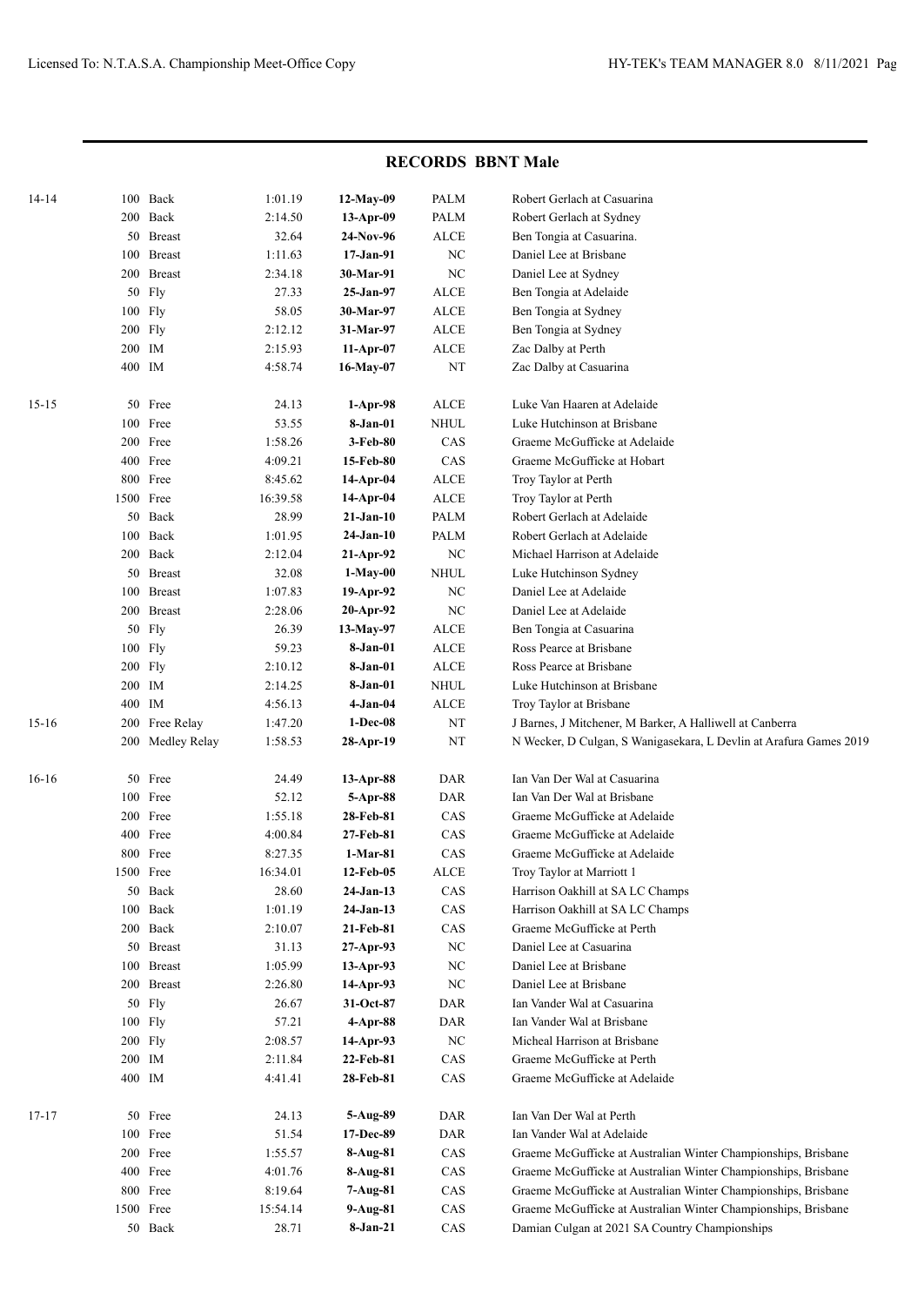## RECORDS BBNT Male

| Age | Event | Time | Date | Club | Details |
|---|---|---|---|---|---|
| 14-14 | 100 Back | 1:01.19 | **12-May-09** | PALM | Robert Gerlach at Casuarina |
| | 200 Back | 2:14.50 | **13-Apr-09** | PALM | Robert Gerlach at Sydney |
| | 50 Breast | 32.64 | **24-Nov-96** | ALCE | Ben Tongia at Casuarina. |
| | 100 Breast | 1:11.63 | **17-Jan-91** | NC | Daniel Lee at Brisbane |
| | 200 Breast | 2:34.18 | **30-Mar-91** | NC | Daniel Lee at Sydney |
| | 50 Fly | 27.33 | **25-Jan-97** | ALCE | Ben Tongia at Adelaide |
| | 100 Fly | 58.05 | **30-Mar-97** | ALCE | Ben Tongia at Sydney |
| | 200 Fly | 2:12.12 | **31-Mar-97** | ALCE | Ben Tongia at Sydney |
| | 200 IM | 2:15.93 | **11-Apr-07** | ALCE | Zac Dalby at Perth |
| | 400 IM | 4:58.74 | **16-May-07** | NT | Zac Dalby at Casuarina |
| 15-15 | 50 Free | 24.13 | **1-Apr-98** | ALCE | Luke Van Haaren at Adelaide |
| | 100 Free | 53.55 | **8-Jan-01** | NHUL | Luke Hutchinson at Brisbane |
| | 200 Free | 1:58.26 | **3-Feb-80** | CAS | Graeme McGufficke at Adelaide |
| | 400 Free | 4:09.21 | **15-Feb-80** | CAS | Graeme McGufficke at Hobart |
| | 800 Free | 8:45.62 | **14-Apr-04** | ALCE | Troy Taylor at Perth |
| | 1500 Free | 16:39.58 | **14-Apr-04** | ALCE | Troy Taylor at Perth |
| | 50 Back | 28.99 | **21-Jan-10** | PALM | Robert Gerlach at Adelaide |
| | 100 Back | 1:01.95 | **24-Jan-10** | PALM | Robert Gerlach at Adelaide |
| | 200 Back | 2:12.04 | **21-Apr-92** | NC | Michael Harrison at Adelaide |
| | 50 Breast | 32.08 | **1-May-00** | NHUL | Luke Hutchinson Sydney |
| | 100 Breast | 1:07.83 | **19-Apr-92** | NC | Daniel Lee at Adelaide |
| | 200 Breast | 2:28.06 | **20-Apr-92** | NC | Daniel Lee at Adelaide |
| | 50 Fly | 26.39 | **13-May-97** | ALCE | Ben Tongia at Casuarina |
| | 100 Fly | 59.23 | **8-Jan-01** | ALCE | Ross Pearce at Brisbane |
| | 200 Fly | 2:10.12 | **8-Jan-01** | ALCE | Ross Pearce at Brisbane |
| | 200 IM | 2:14.25 | **8-Jan-01** | NHUL | Luke Hutchinson at Brisbane |
| | 400 IM | 4:56.13 | **4-Jan-04** | ALCE | Troy Taylor at Brisbane |
| 15-16 | 200 Free Relay | 1:47.20 | **1-Dec-08** | NT | J Barnes, J Mitchener, M Barker, A Halliwell at Canberra |
| | 200 Medley Relay | 1:58.53 | **28-Apr-19** | NT | N Wecker, D Culgan, S Wanigasekara, L Devlin at Arafura Games 2019 |
| 16-16 | 50 Free | 24.49 | **13-Apr-88** | DAR | Ian Van Der Wal at Casuarina |
| | 100 Free | 52.12 | **5-Apr-88** | DAR | Ian Van Der Wal at Brisbane |
| | 200 Free | 1:55.18 | **28-Feb-81** | CAS | Graeme McGufficke at Adelaide |
| | 400 Free | 4:00.84 | **27-Feb-81** | CAS | Graeme McGufficke at Adelaide |
| | 800 Free | 8:27.35 | **1-Mar-81** | CAS | Graeme McGufficke at Adelaide |
| | 1500 Free | 16:34.01 | **12-Feb-05** | ALCE | Troy Taylor at Marriott 1 |
| | 50 Back | 28.60 | **24-Jan-13** | CAS | Harrison Oakhill at SA LC Champs |
| | 100 Back | 1:01.19 | **24-Jan-13** | CAS | Harrison Oakhill at SA LC Champs |
| | 200 Back | 2:10.07 | **21-Feb-81** | CAS | Graeme McGufficke at Perth |
| | 50 Breast | 31.13 | **27-Apr-93** | NC | Daniel Lee at Casuarina |
| | 100 Breast | 1:05.99 | **13-Apr-93** | NC | Daniel Lee at Brisbane |
| | 200 Breast | 2:26.80 | **14-Apr-93** | NC | Daniel Lee at Brisbane |
| | 50 Fly | 26.67 | **31-Oct-87** | DAR | Ian Vander Wal at Casuarina |
| | 100 Fly | 57.21 | **4-Apr-88** | DAR | Ian Vander Wal at Brisbane |
| | 200 Fly | 2:08.57 | **14-Apr-93** | NC | Micheal Harrison at Brisbane |
| | 200 IM | 2:11.84 | **22-Feb-81** | CAS | Graeme McGufficke at Perth |
| | 400 IM | 4:41.41 | **28-Feb-81** | CAS | Graeme McGufficke at Adelaide |
| 17-17 | 50 Free | 24.13 | **5-Aug-89** | DAR | Ian Van Der Wal at Perth |
| | 100 Free | 51.54 | **17-Dec-89** | DAR | Ian Vander Wal at Adelaide |
| | 200 Free | 1:55.57 | **8-Aug-81** | CAS | Graeme McGufficke at Australian Winter Championships, Brisbane |
| | 400 Free | 4:01.76 | **8-Aug-81** | CAS | Graeme McGufficke at Australian Winter Championships, Brisbane |
| | 800 Free | 8:19.64 | **7-Aug-81** | CAS | Graeme McGufficke at Australian Winter Championships, Brisbane |
| | 1500 Free | 15:54.14 | **9-Aug-81** | CAS | Graeme McGufficke at Australian Winter Championships, Brisbane |
| | 50 Back | 28.71 | **8-Jan-21** | CAS | Damian Culgan at 2021 SA Country Championships |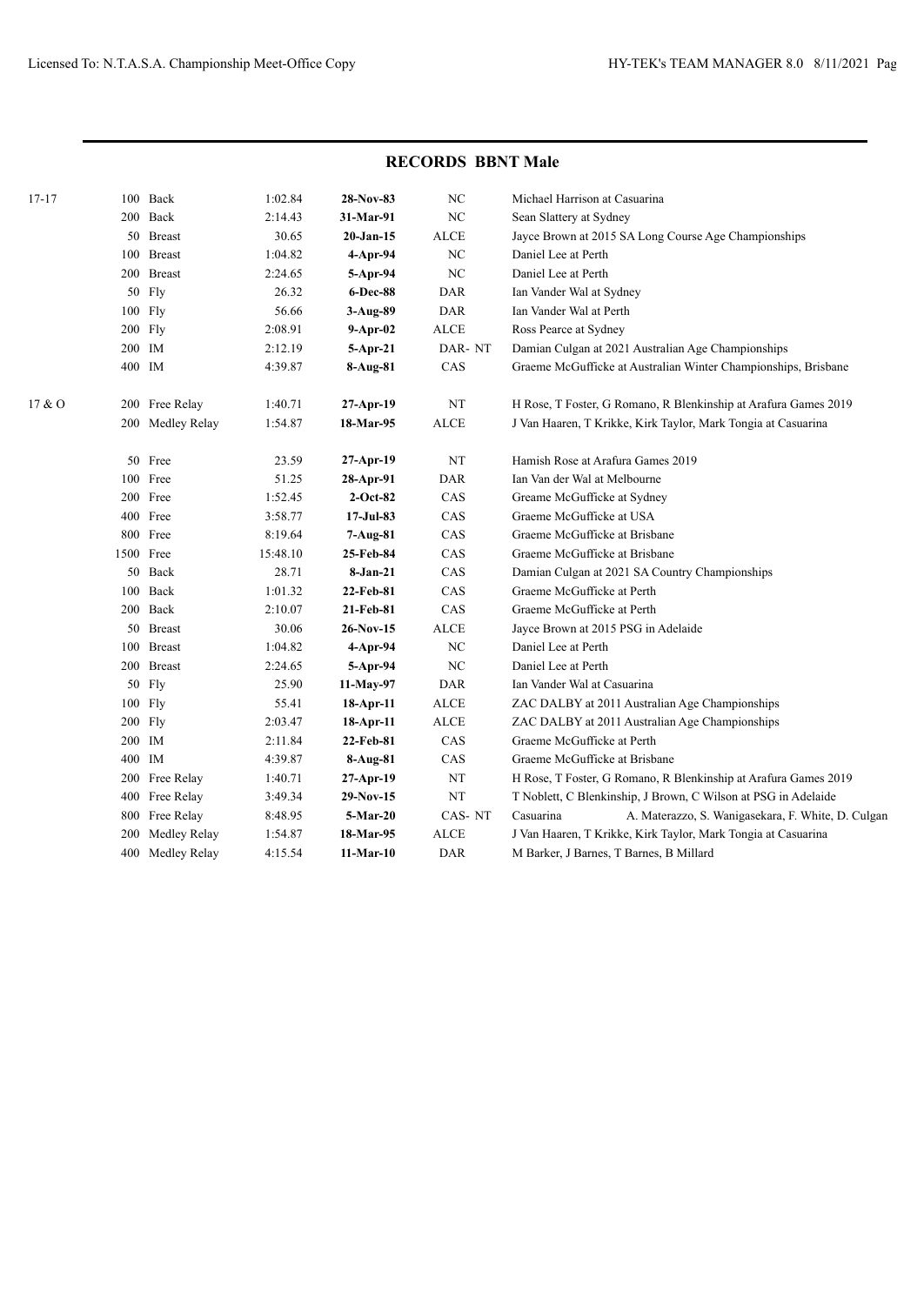## RECORDS BBNT Male

| Age Group | Event | Time | Date | Club | Details |
|---|---|---|---|---|---|
| 17-17 | 100 Back | 1:02.84 | **28-Nov-83** | NC | Michael Harrison at Casuarina |
| | 200 Back | 2:14.43 | **31-Mar-91** | NC | Sean Slattery at Sydney |
| | 50 Breast | 30.65 | **20-Jan-15** | ALCE | Jayce Brown at 2015 SA Long Course Age Championships |
| | 100 Breast | 1:04.82 | **4-Apr-94** | NC | Daniel Lee at Perth |
| | 200 Breast | 2:24.65 | **5-Apr-94** | NC | Daniel Lee at Perth |
| | 50 Fly | 26.32 | **6-Dec-88** | DAR | Ian Vander Wal at Sydney |
| | 100 Fly | 56.66 | **3-Aug-89** | DAR | Ian Vander Wal at Perth |
| | 200 Fly | 2:08.91 | **9-Apr-02** | ALCE | Ross Pearce at Sydney |
| | 200 IM | 2:12.19 | **5-Apr-21** | DAR- NT | Damian Culgan at 2021 Australian Age Championships |
| | 400 IM | 4:39.87 | **8-Aug-81** | CAS | Graeme McGufficke at Australian Winter Championships, Brisbane |
| 17 & O | 200 Free Relay | 1:40.71 | **27-Apr-19** | NT | H Rose, T Foster, G Romano, R Blenkinship at Arafura Games 2019 |
| | 200 Medley Relay | 1:54.87 | **18-Mar-95** | ALCE | J Van Haaren, T Krikke, Kirk Taylor, Mark Tongia at Casuarina |
| | 50 Free | 23.59 | **27-Apr-19** | NT | Hamish Rose at Arafura Games 2019 |
| | 100 Free | 51.25 | **28-Apr-91** | DAR | Ian Van der Wal at Melbourne |
| | 200 Free | 1:52.45 | **2-Oct-82** | CAS | Greame McGufficke at Sydney |
| | 400 Free | 3:58.77 | **17-Jul-83** | CAS | Graeme McGufficke at USA |
| | 800 Free | 8:19.64 | **7-Aug-81** | CAS | Graeme McGufficke at Brisbane |
| | 1500 Free | 15:48.10 | **25-Feb-84** | CAS | Graeme McGufficke at Brisbane |
| | 50 Back | 28.71 | **8-Jan-21** | CAS | Damian Culgan at 2021 SA Country Championships |
| | 100 Back | 1:01.32 | **22-Feb-81** | CAS | Graeme McGufficke at Perth |
| | 200 Back | 2:10.07 | **21-Feb-81** | CAS | Graeme McGufficke at Perth |
| | 50 Breast | 30.06 | **26-Nov-15** | ALCE | Jayce Brown at 2015 PSG in Adelaide |
| | 100 Breast | 1:04.82 | **4-Apr-94** | NC | Daniel Lee at Perth |
| | 200 Breast | 2:24.65 | **5-Apr-94** | NC | Daniel Lee at Perth |
| | 50 Fly | 25.90 | **11-May-97** | DAR | Ian Vander Wal at Casuarina |
| | 100 Fly | 55.41 | **18-Apr-11** | ALCE | ZAC DALBY at 2011 Australian Age Championships |
| | 200 Fly | 2:03.47 | **18-Apr-11** | ALCE | ZAC DALBY at 2011 Australian Age Championships |
| | 200 IM | 2:11.84 | **22-Feb-81** | CAS | Graeme McGufficke at Perth |
| | 400 IM | 4:39.87 | **8-Aug-81** | CAS | Graeme McGufficke at Brisbane |
| | 200 Free Relay | 1:40.71 | **27-Apr-19** | NT | H Rose, T Foster, G Romano, R Blenkinship at Arafura Games 2019 |
| | 400 Free Relay | 3:49.34 | **29-Nov-15** | NT | T Noblett, C Blenkinship, J Brown, C Wilson at PSG in Adelaide |
| | 800 Free Relay | 8:48.95 | **5-Mar-20** | CAS- NT | Casuarina A. Materazzo, S. Wanigasekara, F. White, D. Culgan |
| | 200 Medley Relay | 1:54.87 | **18-Mar-95** | ALCE | J Van Haaren, T Krikke, Kirk Taylor, Mark Tongia at Casuarina |
| | 400 Medley Relay | 4:15.54 | **11-Mar-10** | DAR | M Barker, J Barnes, T Barnes, B Millard |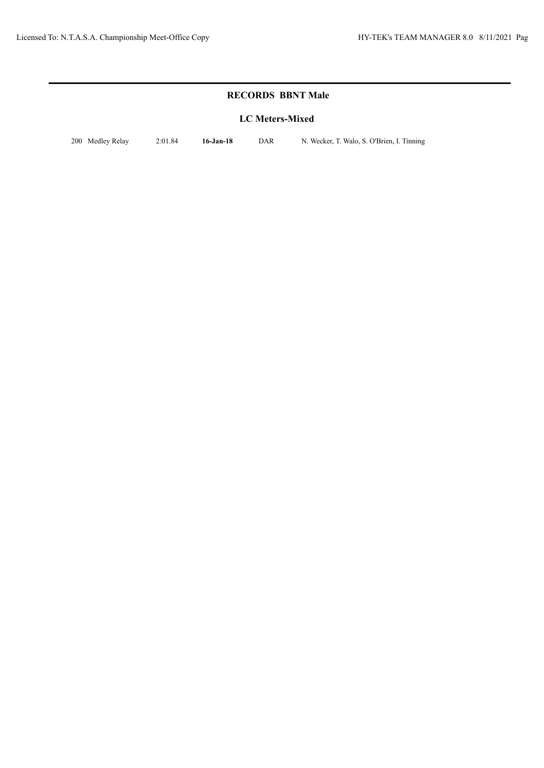## RECORDS BBNT Male

### LC Meters-Mixed

| | | | | |
|---|---|---|---|---|
| 200 Medley Relay | 2:01.84 | **16-Jan-18** | DAR | N. Wecker, T. Walo, S. O'Brien, I. Tinning |